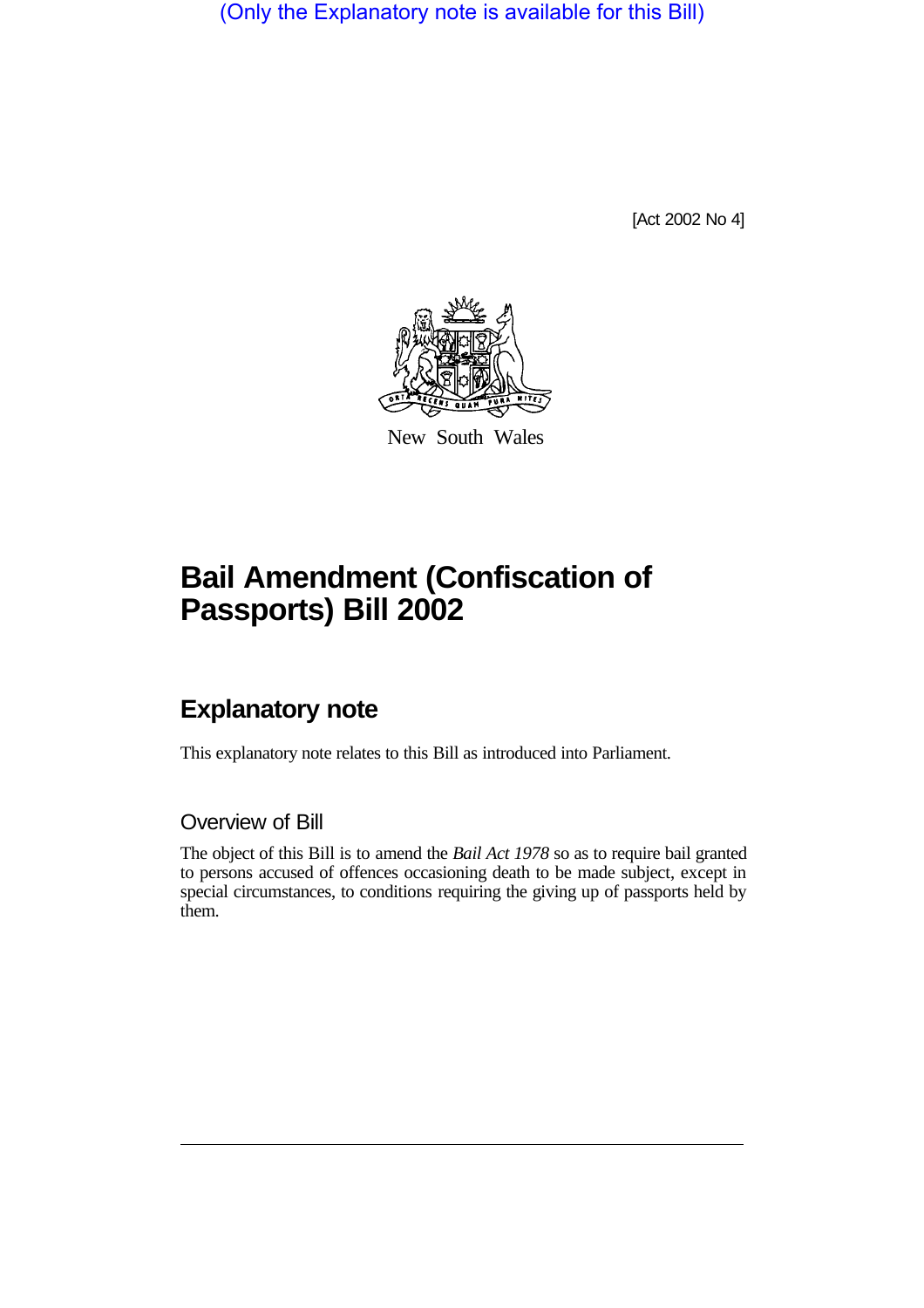(Only the Explanatory note is available for this Bill)

[Act 2002 No 4]

New South Wales

# Bail Amendment (Confiscation of Passports) Bill 2002

## Explanatory note

This explanatory note relates to this Bill as introduced into Parliament.

### Overview of Bill

The object of this Bill is to amend the *Bail Act 1978* so as to require bail granted to persons accused of offences occasioning death to be made subject, except in special circumstances, to conditions requiring the giving up of passports held by them.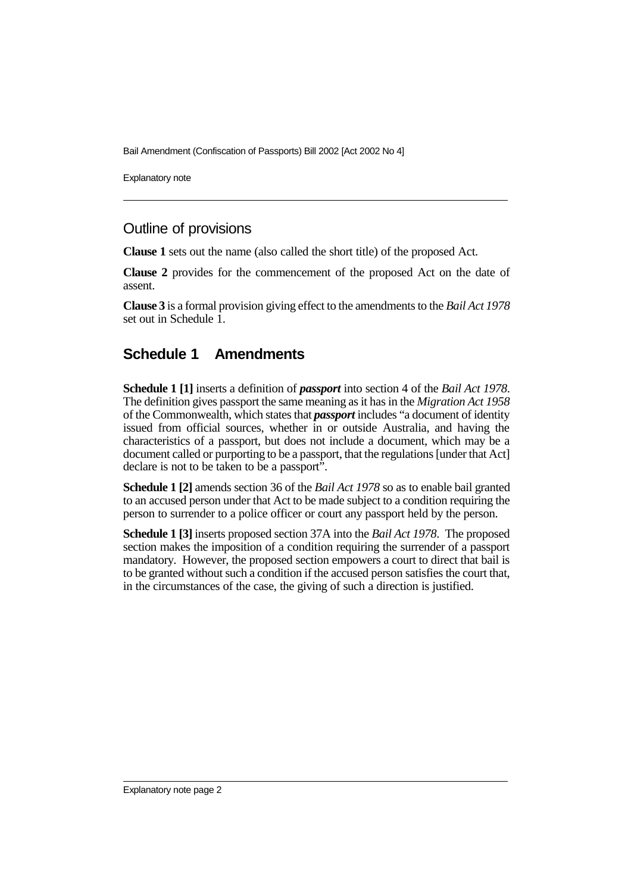## Outline of provisions

**Clause 1** sets out the name (also called the short title) of the proposed Act.

**Clause 2** provides for the commencement of the proposed Act on the date of assent.

**Clause 3** is a formal provision giving effect to the amendments to the *Bail Act 1978* set out in Schedule 1.

## Schedule 1 Amendments

**Schedule 1 [1]** inserts a definition of ***passport*** into section 4 of the *Bail Act 1978*. The definition gives passport the same meaning as it has in the *Migration Act 1958* of the Commonwealth, which states that ***passport*** includes "a document of identity issued from official sources, whether in or outside Australia, and having the characteristics of a passport, but does not include a document, which may be a document called or purporting to be a passport, that the regulations [under that Act] declare is not to be taken to be a passport".

**Schedule 1 [2]** amends section 36 of the *Bail Act 1978* so as to enable bail granted to an accused person under that Act to be made subject to a condition requiring the person to surrender to a police officer or court any passport held by the person.

**Schedule 1 [3]** inserts proposed section 37A into the *Bail Act 1978*. The proposed section makes the imposition of a condition requiring the surrender of a passport mandatory. However, the proposed section empowers a court to direct that bail is to be granted without such a condition if the accused person satisfies the court that, in the circumstances of the case, the giving of such a direction is justified.